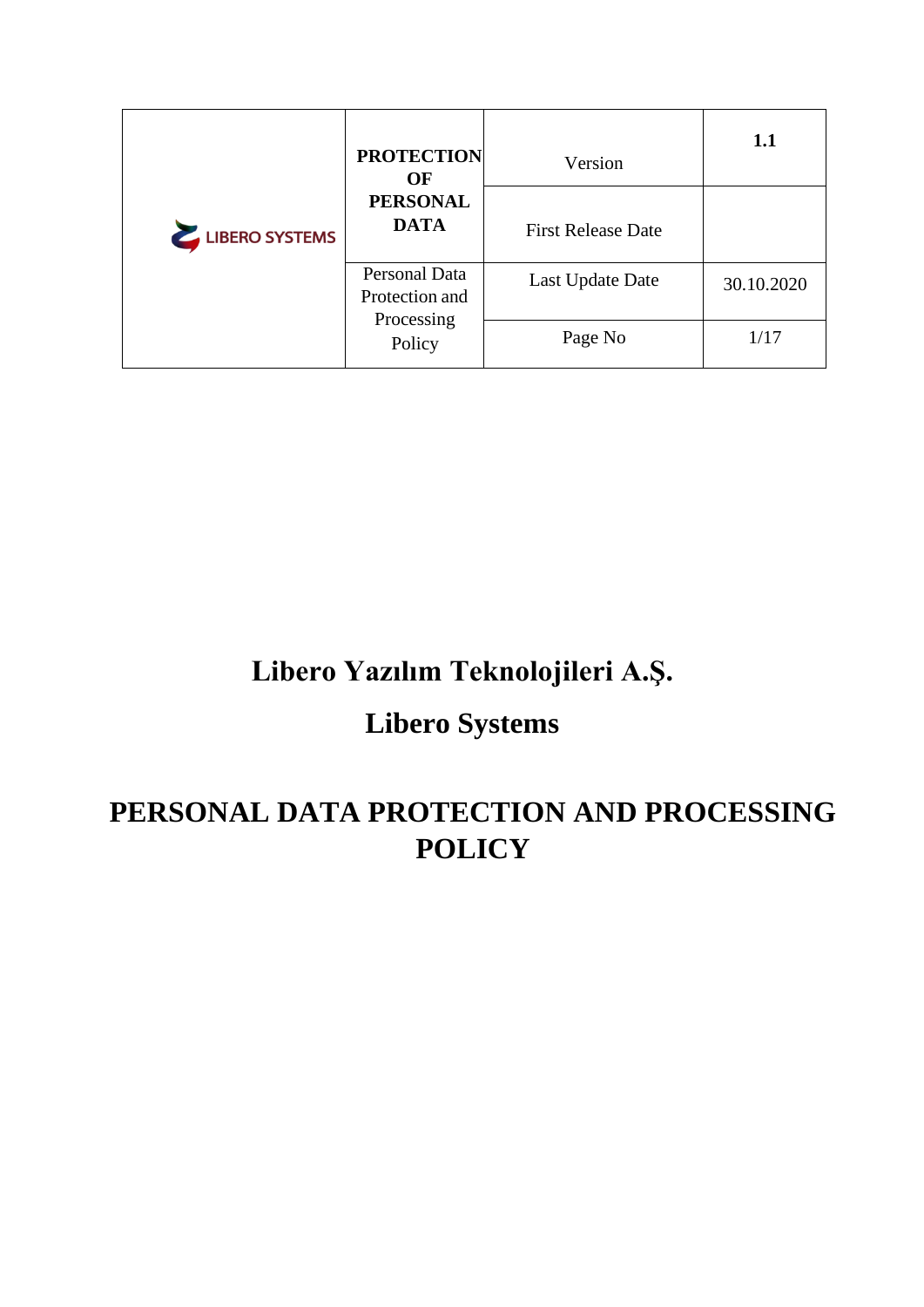| LIBERO SYSTEMS | **PROTECTION OF PERSONAL DATA** | Version | **1.1** |
|---|---|---|---|
| | | First Release Date | |
| | Personal Data Protection and Processing Policy | Last Update Date | 30.10.2020 |
| | | Page No | 1/17 |

# Libero Yazılım Teknolojileri A.Ş.

# Libero Systems

# PERSONAL DATA PROTECTION AND PROCESSING POLICY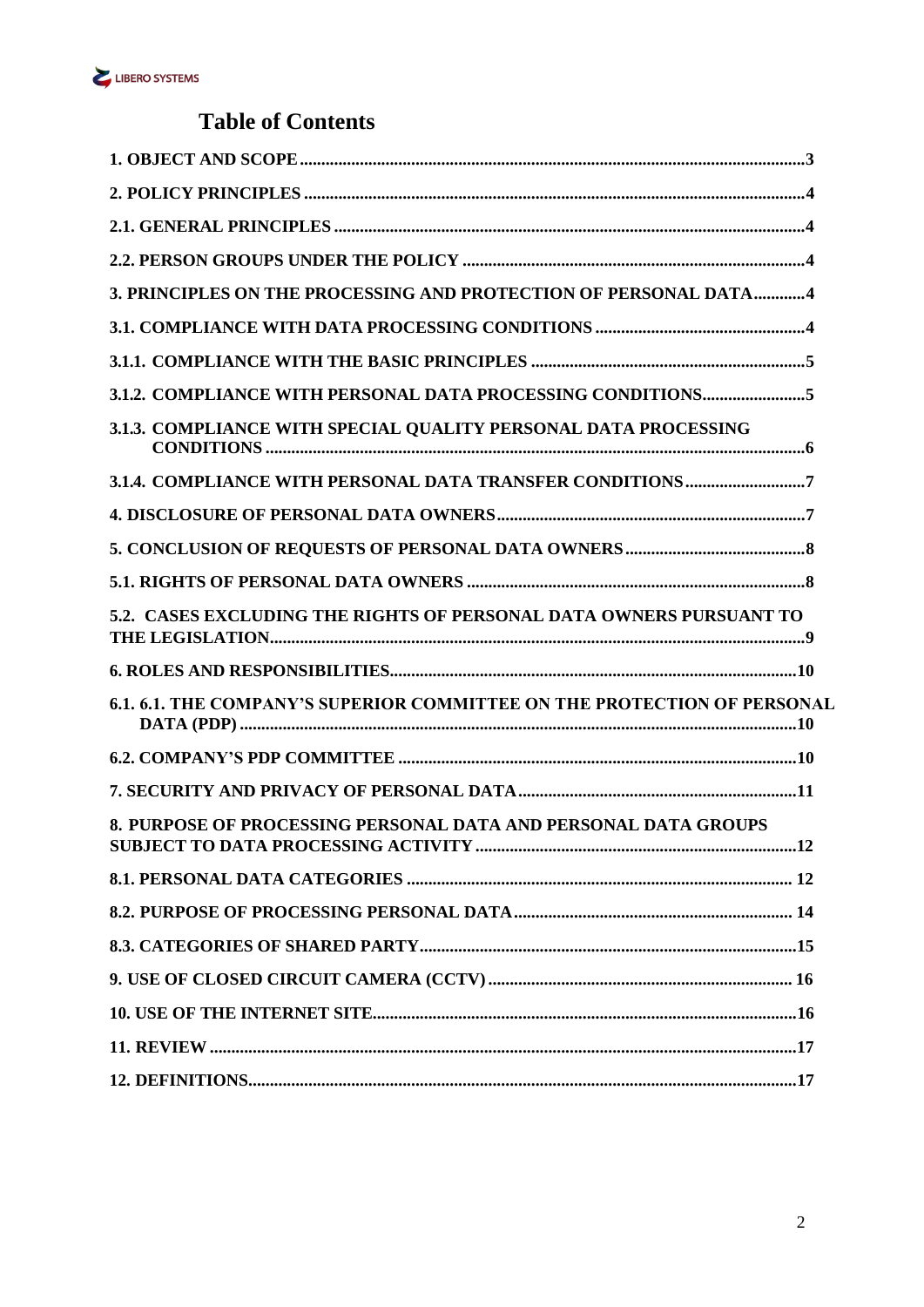# Table of Contents

| | |
|---|---|
| **1. OBJECT AND SCOPE** | **3** |
| **2. POLICY PRINCIPLES** | **4** |
| **2.1. GENERAL PRINCIPLES** | **4** |
| **2.2. PERSON GROUPS UNDER THE POLICY** | **4** |
| **3. PRINCIPLES ON THE PROCESSING AND PROTECTION OF PERSONAL DATA** | **4** |
| **3.1. COMPLIANCE WITH DATA PROCESSING CONDITIONS** | **4** |
| **3.1.1. COMPLIANCE WITH THE BASIC PRINCIPLES** | **5** |
| **3.1.2. COMPLIANCE WITH PERSONAL DATA PROCESSING CONDITIONS** | **5** |
| **3.1.3. COMPLIANCE WITH SPECIAL QUALITY PERSONAL DATA PROCESSING CONDITIONS** | **6** |
| **3.1.4. COMPLIANCE WITH PERSONAL DATA TRANSFER CONDITIONS** | **7** |
| **4. DISCLOSURE OF PERSONAL DATA OWNERS** | **7** |
| **5. CONCLUSION OF REQUESTS OF PERSONAL DATA OWNERS** | **8** |
| **5.1. RIGHTS OF PERSONAL DATA OWNERS** | **8** |
| **5.2. CASES EXCLUDING THE RIGHTS OF PERSONAL DATA OWNERS PURSUANT TO THE LEGISLATION** | **9** |
| **6. ROLES AND RESPONSIBILITIES** | **10** |
| **6.1. 6.1. THE COMPANY'S SUPERIOR COMMITTEE ON THE PROTECTION OF PERSONAL DATA (PDP)** | **10** |
| **6.2. COMPANY'S PDP COMMITTEE** | **10** |
| **7. SECURITY AND PRIVACY OF PERSONAL DATA** | **11** |
| **8. PURPOSE OF PROCESSING PERSONAL DATA AND PERSONAL DATA GROUPS SUBJECT TO DATA PROCESSING ACTIVITY** | **12** |
| **8.1. PERSONAL DATA CATEGORIES** | **12** |
| **8.2. PURPOSE OF PROCESSING PERSONAL DATA** | **14** |
| **8.3. CATEGORIES OF SHARED PARTY** | **15** |
| **9. USE OF CLOSED CIRCUIT CAMERA (CCTV)** | **16** |
| **10. USE OF THE INTERNET SITE** | **16** |
| **11. REVIEW** | **17** |
| **12. DEFINITIONS** | **17** |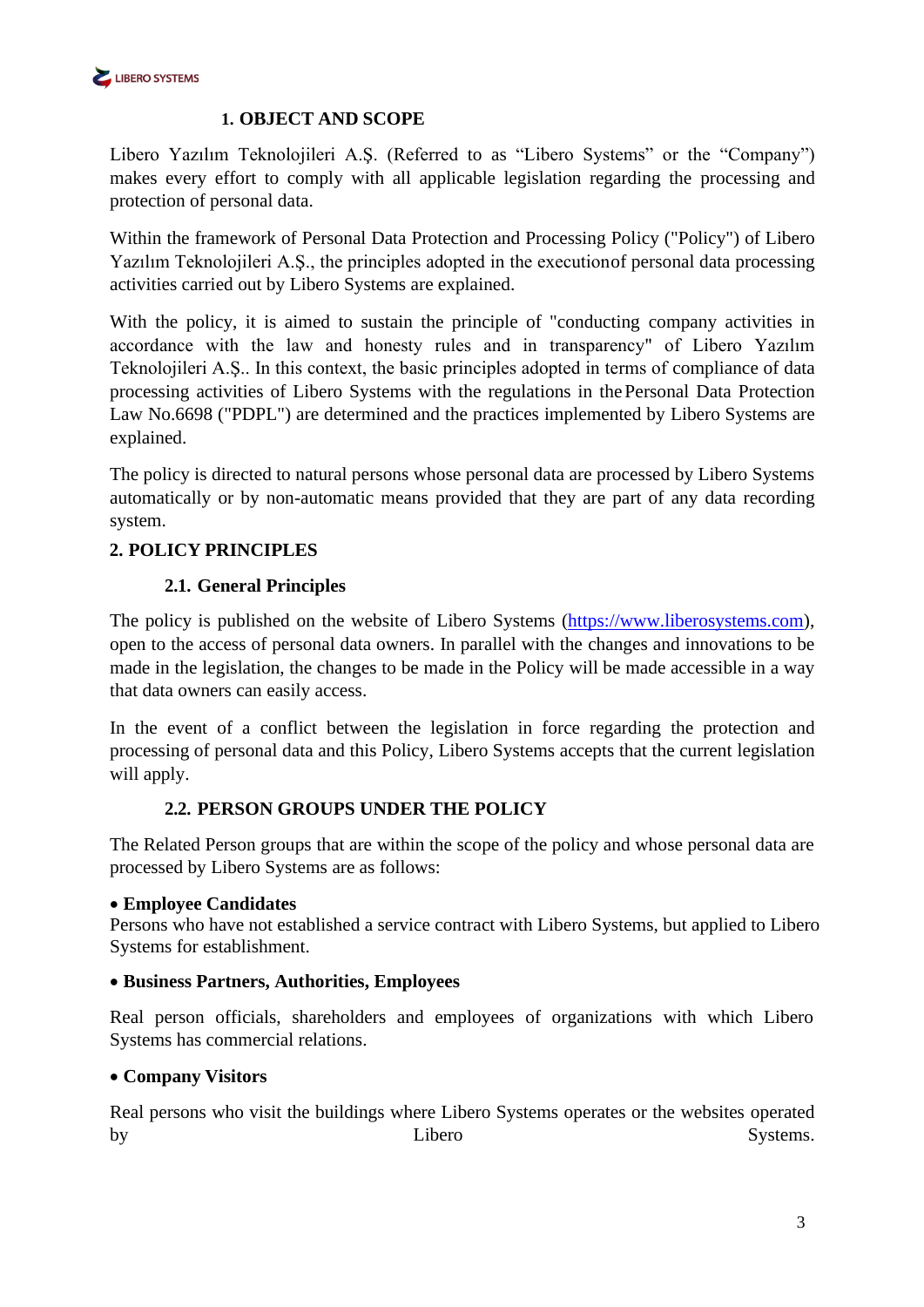## 1. OBJECT AND SCOPE

Libero Yazılım Teknolojileri A.Ş. (Referred to as "Libero Systems" or the "Company") makes every effort to comply with all applicable legislation regarding the processing and protection of personal data.

Within the framework of Personal Data Protection and Processing Policy ("Policy") of Libero Yazılım Teknolojileri A.Ş., the principles adopted in the executionof personal data processing activities carried out by Libero Systems are explained.

With the policy, it is aimed to sustain the principle of "conducting company activities in accordance with the law and honesty rules and in transparency" of Libero Yazılım Teknolojileri A.Ş.. In this context, the basic principles adopted in terms of compliance of data processing activities of Libero Systems with the regulations in the Personal Data Protection Law No.6698 ("PDPL") are determined and the practices implemented by Libero Systems are explained.

The policy is directed to natural persons whose personal data are processed by Libero Systems automatically or by non-automatic means provided that they are part of any data recording system.

## 2. POLICY PRINCIPLES

### 2.1. General Principles

The policy is published on the website of Libero Systems (https://www.liberosystems.com), open to the access of personal data owners. In parallel with the changes and innovations to be made in the legislation, the changes to be made in the Policy will be made accessible in a way that data owners can easily access.

In the event of a conflict between the legislation in force regarding the protection and processing of personal data and this Policy, Libero Systems accepts that the current legislation will apply.

### 2.2. PERSON GROUPS UNDER THE POLICY

The Related Person groups that are within the scope of the policy and whose personal data are processed by Libero Systems are as follows:

- **Employee Candidates**
  Persons who have not established a service contract with Libero Systems, but applied to Libero Systems for establishment.

- **Business Partners, Authorities, Employees**

  Real person officials, shareholders and employees of organizations with which Libero Systems has commercial relations.

- **Company Visitors**

  Real persons who visit the buildings where Libero Systems operates or the websites operated by Libero Systems.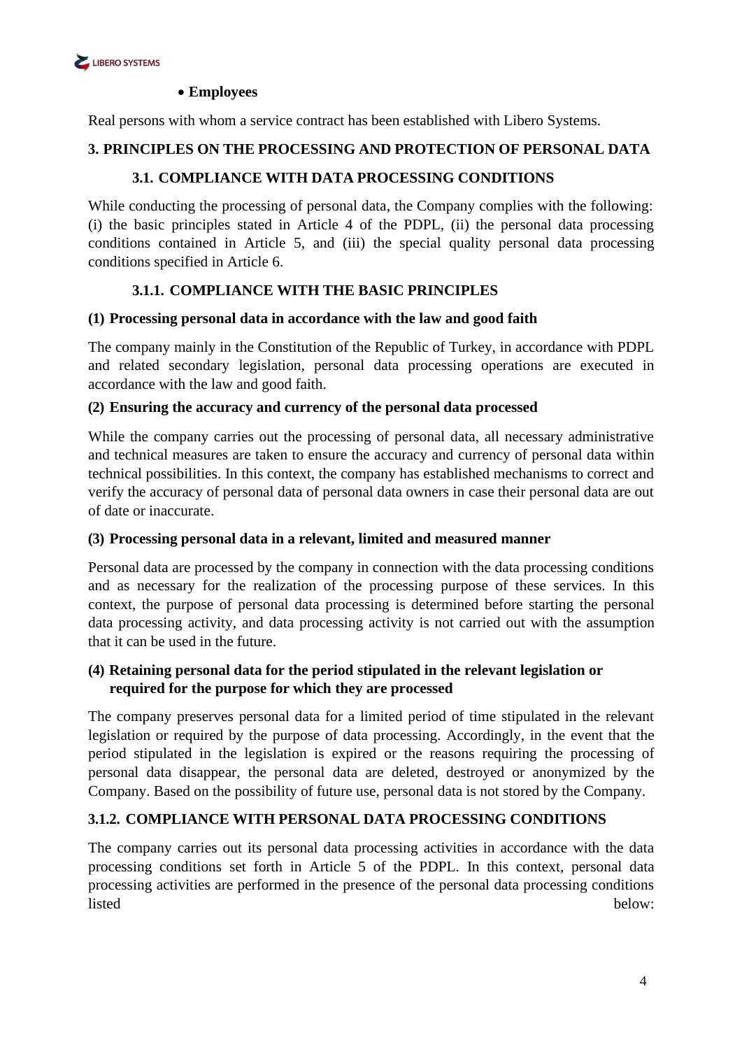- **Employees**

Real persons with whom a service contract has been established with Libero Systems.

## 3. PRINCIPLES ON THE PROCESSING AND PROTECTION OF PERSONAL DATA

### 3.1. COMPLIANCE WITH DATA PROCESSING CONDITIONS

While conducting the processing of personal data, the Company complies with the following: (i) the basic principles stated in Article 4 of the PDPL, (ii) the personal data processing conditions contained in Article 5, and (iii) the special quality personal data processing conditions specified in Article 6.

#### 3.1.1. COMPLIANCE WITH THE BASIC PRINCIPLES

**(1) Processing personal data in accordance with the law and good faith**

The company mainly in the Constitution of the Republic of Turkey, in accordance with PDPL and related secondary legislation, personal data processing operations are executed in accordance with the law and good faith.

**(2) Ensuring the accuracy and currency of the personal data processed**

While the company carries out the processing of personal data, all necessary administrative and technical measures are taken to ensure the accuracy and currency of personal data within technical possibilities. In this context, the company has established mechanisms to correct and verify the accuracy of personal data of personal data owners in case their personal data are out of date or inaccurate.

**(3) Processing personal data in a relevant, limited and measured manner**

Personal data are processed by the company in connection with the data processing conditions and as necessary for the realization of the processing purpose of these services. In this context, the purpose of personal data processing is determined before starting the personal data processing activity, and data processing activity is not carried out with the assumption that it can be used in the future.

**(4) Retaining personal data for the period stipulated in the relevant legislation or required for the purpose for which they are processed**

The company preserves personal data for a limited period of time stipulated in the relevant legislation or required by the purpose of data processing. Accordingly, in the event that the period stipulated in the legislation is expired or the reasons requiring the processing of personal data disappear, the personal data are deleted, destroyed or anonymized by the Company. Based on the possibility of future use, personal data is not stored by the Company.

#### 3.1.2. COMPLIANCE WITH PERSONAL DATA PROCESSING CONDITIONS

The company carries out its personal data processing activities in accordance with the data processing conditions set forth in Article 5 of the PDPL. In this context, personal data processing activities are performed in the presence of the personal data processing conditions listed below: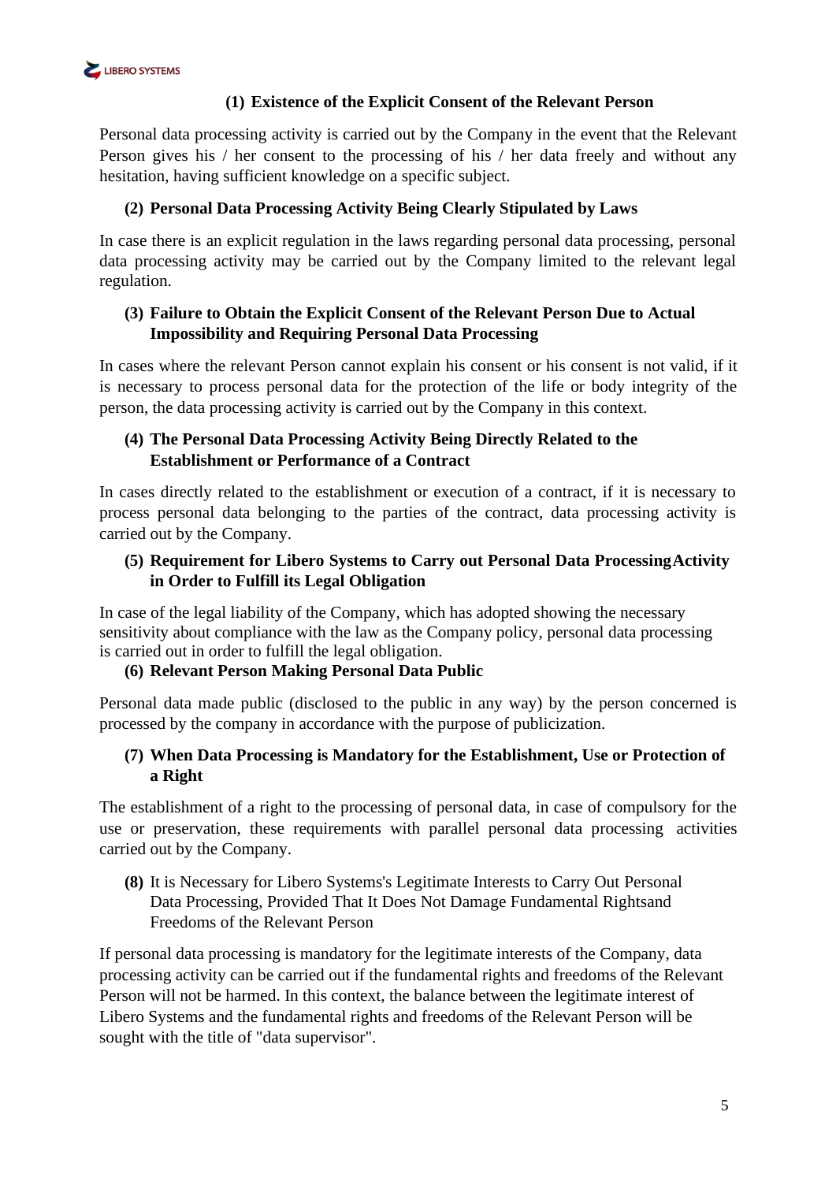**(1) Existence of the Explicit Consent of the Relevant Person**

Personal data processing activity is carried out by the Company in the event that the Relevant Person gives his / her consent to the processing of his / her data freely and without any hesitation, having sufficient knowledge on a specific subject.

**(2) Personal Data Processing Activity Being Clearly Stipulated by Laws**

In case there is an explicit regulation in the laws regarding personal data processing, personal data processing activity may be carried out by the Company limited to the relevant legal regulation.

**(3) Failure to Obtain the Explicit Consent of the Relevant Person Due to Actual Impossibility and Requiring Personal Data Processing**

In cases where the relevant Person cannot explain his consent or his consent is not valid, if it is necessary to process personal data for the protection of the life or body integrity of the person, the data processing activity is carried out by the Company in this context.

**(4) The Personal Data Processing Activity Being Directly Related to the Establishment or Performance of a Contract**

In cases directly related to the establishment or execution of a contract, if it is necessary to process personal data belonging to the parties of the contract, data processing activity is carried out by the Company.

**(5) Requirement for Libero Systems to Carry out Personal Data ProcessingActivity in Order to Fulfill its Legal Obligation**

In case of the legal liability of the Company, which has adopted showing the necessary sensitivity about compliance with the law as the Company policy, personal data processing is carried out in order to fulfill the legal obligation.

**(6) Relevant Person Making Personal Data Public**

Personal data made public (disclosed to the public in any way) by the person concerned is processed by the company in accordance with the purpose of publicization.

**(7) When Data Processing is Mandatory for the Establishment, Use or Protection of a Right**

The establishment of a right to the processing of personal data, in case of compulsory for the use or preservation, these requirements with parallel personal data processing activities carried out by the Company.

**(8)** It is Necessary for Libero Systems's Legitimate Interests to Carry Out Personal Data Processing, Provided That It Does Not Damage Fundamental Rightsand Freedoms of the Relevant Person

If personal data processing is mandatory for the legitimate interests of the Company, data processing activity can be carried out if the fundamental rights and freedoms of the Relevant Person will not be harmed. In this context, the balance between the legitimate interest of Libero Systems and the fundamental rights and freedoms of the Relevant Person will be sought with the title of "data supervisor".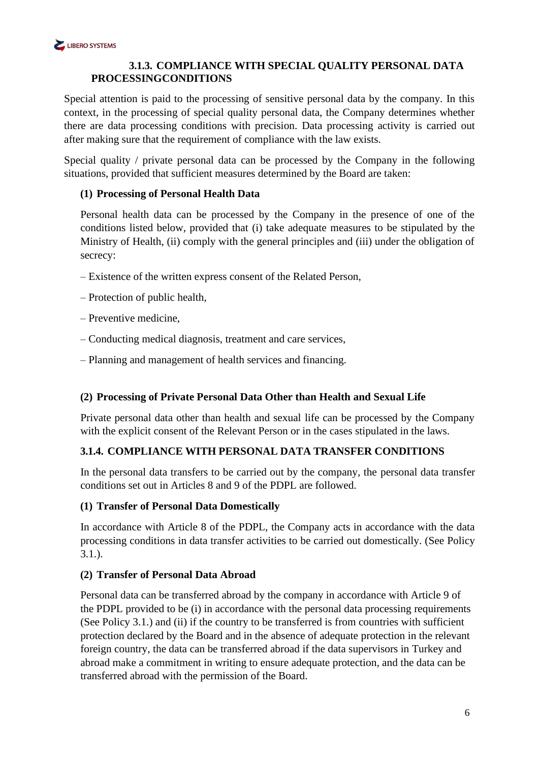### 3.1.3. COMPLIANCE WITH SPECIAL QUALITY PERSONAL DATA PROCESSINGCONDITIONS

Special attention is paid to the processing of sensitive personal data by the company. In this context, in the processing of special quality personal data, the Company determines whether there are data processing conditions with precision. Data processing activity is carried out after making sure that the requirement of compliance with the law exists.

Special quality / private personal data can be processed by the Company in the following situations, provided that sufficient measures determined by the Board are taken:

**(1) Processing of Personal Health Data**

Personal health data can be processed by the Company in the presence of one of the conditions listed below, provided that (i) take adequate measures to be stipulated by the Ministry of Health, (ii) comply with the general principles and (iii) under the obligation of secrecy:

– Existence of the written express consent of the Related Person,

– Protection of public health,

– Preventive medicine,

– Conducting medical diagnosis, treatment and care services,

– Planning and management of health services and financing.

**(2) Processing of Private Personal Data Other than Health and Sexual Life**

Private personal data other than health and sexual life can be processed by the Company with the explicit consent of the Relevant Person or in the cases stipulated in the laws.

### 3.1.4. COMPLIANCE WITH PERSONAL DATA TRANSFER CONDITIONS

In the personal data transfers to be carried out by the company, the personal data transfer conditions set out in Articles 8 and 9 of the PDPL are followed.

**(1) Transfer of Personal Data Domestically**

In accordance with Article 8 of the PDPL, the Company acts in accordance with the data processing conditions in data transfer activities to be carried out domestically. (See Policy 3.1.).

**(2) Transfer of Personal Data Abroad**

Personal data can be transferred abroad by the company in accordance with Article 9 of the PDPL provided to be (i) in accordance with the personal data processing requirements (See Policy 3.1.) and (ii) if the country to be transferred is from countries with sufficient protection declared by the Board and in the absence of adequate protection in the relevant foreign country, the data can be transferred abroad if the data supervisors in Turkey and abroad make a commitment in writing to ensure adequate protection, and the data can be transferred abroad with the permission of the Board.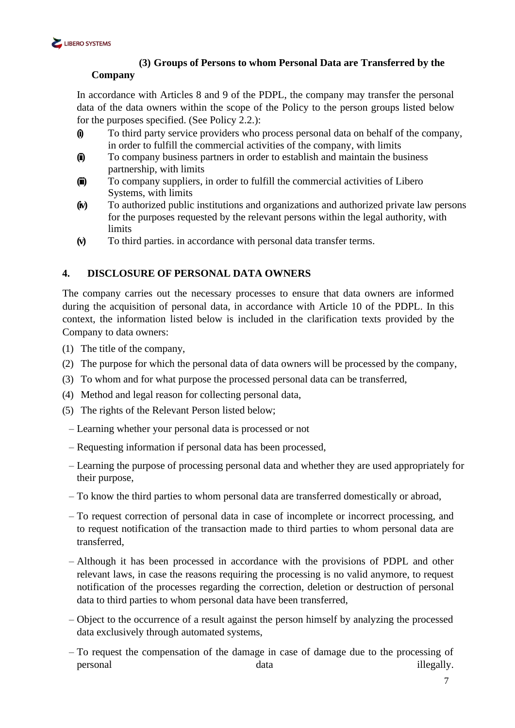**(3) Groups of Persons to whom Personal Data are Transferred by the Company**

In accordance with Articles 8 and 9 of the PDPL, the company may transfer the personal data of the data owners within the scope of the Policy to the person groups listed below for the purposes specified. (See Policy 2.2.):

(i) To third party service providers who process personal data on behalf of the company, in order to fulfill the commercial activities of the company, with limits

(ii) To company business partners in order to establish and maintain the business partnership, with limits

(iii) To company suppliers, in order to fulfill the commercial activities of Libero Systems, with limits

(iv) To authorized public institutions and organizations and authorized private law persons for the purposes requested by the relevant persons within the legal authority, with limits

(v) To third parties. in accordance with personal data transfer terms.

## 4. DISCLOSURE OF PERSONAL DATA OWNERS

The company carries out the necessary processes to ensure that data owners are informed during the acquisition of personal data, in accordance with Article 10 of the PDPL. In this context, the information listed below is included in the clarification texts provided by the Company to data owners:

(1) The title of the company,

(2) The purpose for which the personal data of data owners will be processed by the company,

(3) To whom and for what purpose the processed personal data can be transferred,

(4) Method and legal reason for collecting personal data,

(5) The rights of the Relevant Person listed below;

- Learning whether your personal data is processed or not
- Requesting information if personal data has been processed,
- Learning the purpose of processing personal data and whether they are used appropriately for their purpose,
- To know the third parties to whom personal data are transferred domestically or abroad,
- To request correction of personal data in case of incomplete or incorrect processing, and to request notification of the transaction made to third parties to whom personal data are transferred,
- Although it has been processed in accordance with the provisions of PDPL and other relevant laws, in case the reasons requiring the processing is no valid anymore, to request notification of the processes regarding the correction, deletion or destruction of personal data to third parties to whom personal data have been transferred,
- Object to the occurrence of a result against the person himself by analyzing the processed data exclusively through automated systems,
- To request the compensation of the damage in case of damage due to the processing of personal data illegally.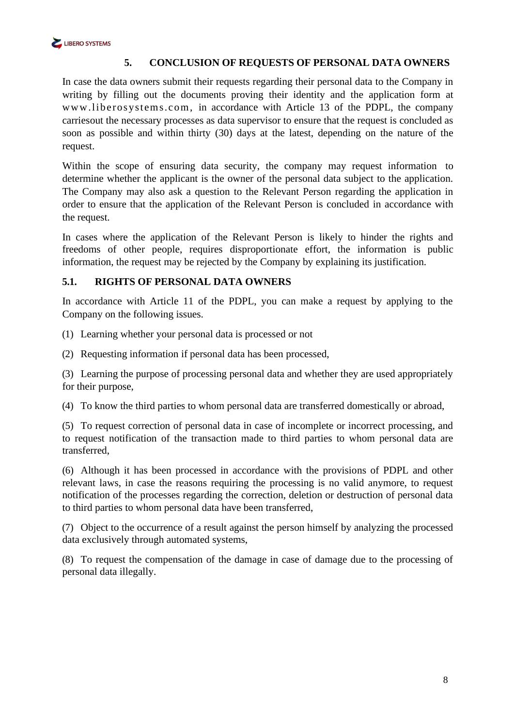## 5. CONCLUSION OF REQUESTS OF PERSONAL DATA OWNERS

In case the data owners submit their requests regarding their personal data to the Company in writing by filling out the documents proving their identity and the application form at www.liberosystems.com, in accordance with Article 13 of the PDPL, the company carriesout the necessary processes as data supervisor to ensure that the request is concluded as soon as possible and within thirty (30) days at the latest, depending on the nature of the request.

Within the scope of ensuring data security, the company may request information to determine whether the applicant is the owner of the personal data subject to the application. The Company may also ask a question to the Relevant Person regarding the application in order to ensure that the application of the Relevant Person is concluded in accordance with the request.

In cases where the application of the Relevant Person is likely to hinder the rights and freedoms of other people, requires disproportionate effort, the information is public information, the request may be rejected by the Company by explaining its justification.

### 5.1. RIGHTS OF PERSONAL DATA OWNERS

In accordance with Article 11 of the PDPL, you can make a request by applying to the Company on the following issues.

(1) Learning whether your personal data is processed or not

(2) Requesting information if personal data has been processed,

(3) Learning the purpose of processing personal data and whether they are used appropriately for their purpose,

(4) To know the third parties to whom personal data are transferred domestically or abroad,

(5) To request correction of personal data in case of incomplete or incorrect processing, and to request notification of the transaction made to third parties to whom personal data are transferred,

(6) Although it has been processed in accordance with the provisions of PDPL and other relevant laws, in case the reasons requiring the processing is no valid anymore, to request notification of the processes regarding the correction, deletion or destruction of personal data to third parties to whom personal data have been transferred,

(7) Object to the occurrence of a result against the person himself by analyzing the processed data exclusively through automated systems,

(8) To request the compensation of the damage in case of damage due to the processing of personal data illegally.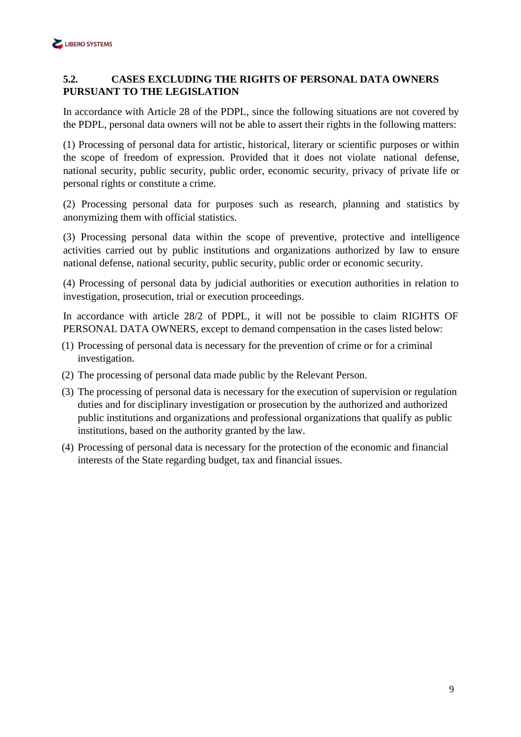## 5.2. CASES EXCLUDING THE RIGHTS OF PERSONAL DATA OWNERS PURSUANT TO THE LEGISLATION

In accordance with Article 28 of the PDPL, since the following situations are not covered by the PDPL, personal data owners will not be able to assert their rights in the following matters:

(1) Processing of personal data for artistic, historical, literary or scientific purposes or within the scope of freedom of expression. Provided that it does not violate national defense, national security, public security, public order, economic security, privacy of private life or personal rights or constitute a crime.

(2) Processing personal data for purposes such as research, planning and statistics by anonymizing them with official statistics.

(3) Processing personal data within the scope of preventive, protective and intelligence activities carried out by public institutions and organizations authorized by law to ensure national defense, national security, public security, public order or economic security.

(4) Processing of personal data by judicial authorities or execution authorities in relation to investigation, prosecution, trial or execution proceedings.

In accordance with article 28/2 of PDPL, it will not be possible to claim RIGHTS OF PERSONAL DATA OWNERS, except to demand compensation in the cases listed below:

(1) Processing of personal data is necessary for the prevention of crime or for a criminal investigation.

(2) The processing of personal data made public by the Relevant Person.

(3) The processing of personal data is necessary for the execution of supervision or regulation duties and for disciplinary investigation or prosecution by the authorized and authorized public institutions and organizations and professional organizations that qualify as public institutions, based on the authority granted by the law.

(4) Processing of personal data is necessary for the protection of the economic and financial interests of the State regarding budget, tax and financial issues.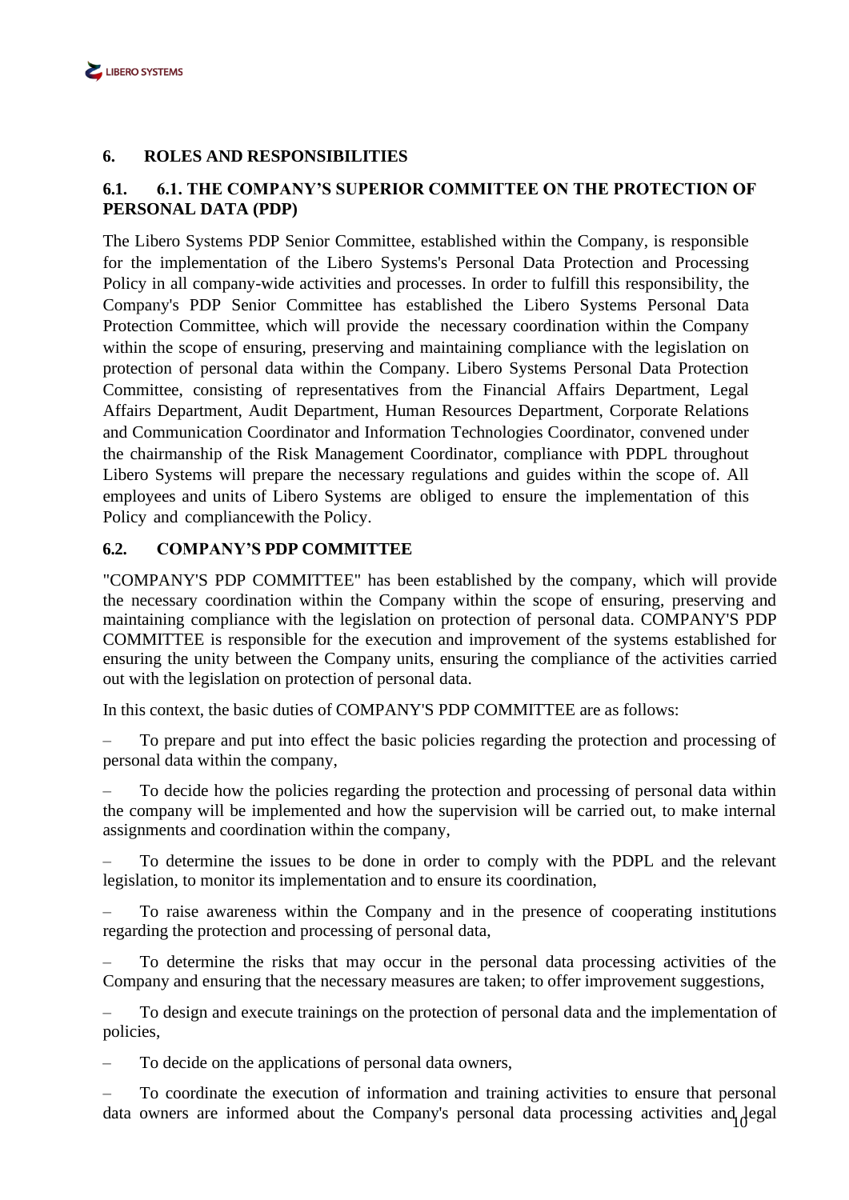## 6. ROLES AND RESPONSIBILITIES

### 6.1. 6.1. THE COMPANY'S SUPERIOR COMMITTEE ON THE PROTECTION OF PERSONAL DATA (PDP)

The Libero Systems PDP Senior Committee, established within the Company, is responsible for the implementation of the Libero Systems's Personal Data Protection and Processing Policy in all company-wide activities and processes. In order to fulfill this responsibility, the Company's PDP Senior Committee has established the Libero Systems Personal Data Protection Committee, which will provide the necessary coordination within the Company within the scope of ensuring, preserving and maintaining compliance with the legislation on protection of personal data within the Company. Libero Systems Personal Data Protection Committee, consisting of representatives from the Financial Affairs Department, Legal Affairs Department, Audit Department, Human Resources Department, Corporate Relations and Communication Coordinator and Information Technologies Coordinator, convened under the chairmanship of the Risk Management Coordinator, compliance with PDPL throughout Libero Systems will prepare the necessary regulations and guides within the scope of. All employees and units of Libero Systems are obliged to ensure the implementation of this Policy and compliancewith the Policy.

### 6.2. COMPANY'S PDP COMMITTEE

"COMPANY'S PDP COMMITTEE" has been established by the company, which will provide the necessary coordination within the Company within the scope of ensuring, preserving and maintaining compliance with the legislation on protection of personal data. COMPANY'S PDP COMMITTEE is responsible for the execution and improvement of the systems established for ensuring the unity between the Company units, ensuring the compliance of the activities carried out with the legislation on protection of personal data.

In this context, the basic duties of COMPANY'S PDP COMMITTEE are as follows:

– To prepare and put into effect the basic policies regarding the protection and processing of personal data within the company,

– To decide how the policies regarding the protection and processing of personal data within the company will be implemented and how the supervision will be carried out, to make internal assignments and coordination within the company,

– To determine the issues to be done in order to comply with the PDPL and the relevant legislation, to monitor its implementation and to ensure its coordination,

– To raise awareness within the Company and in the presence of cooperating institutions regarding the protection and processing of personal data,

– To determine the risks that may occur in the personal data processing activities of the Company and ensuring that the necessary measures are taken; to offer improvement suggestions,

– To design and execute trainings on the protection of personal data and the implementation of policies,

– To decide on the applications of personal data owners,

– To coordinate the execution of information and training activities to ensure that personal data owners are informed about the Company's personal data processing activities and legal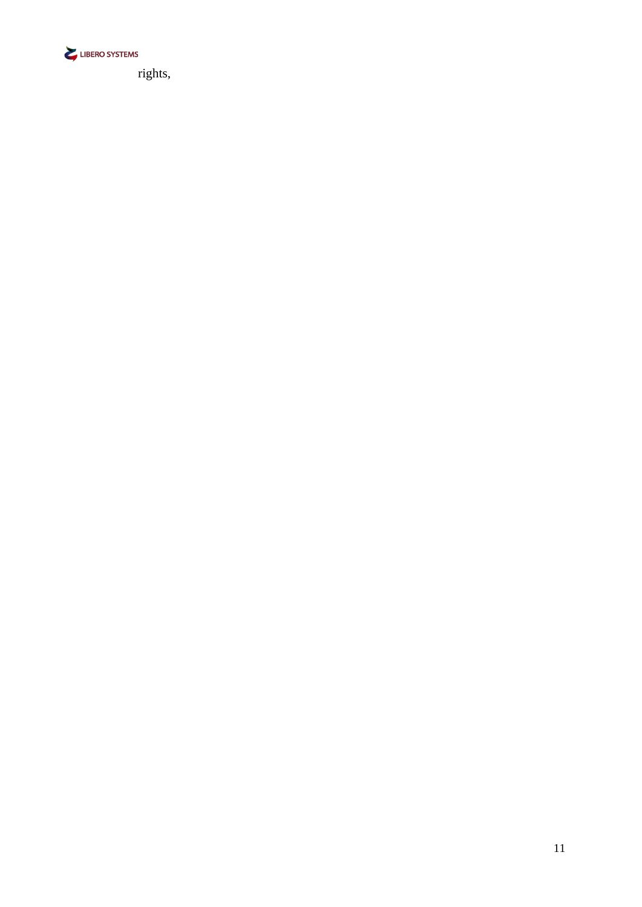rights,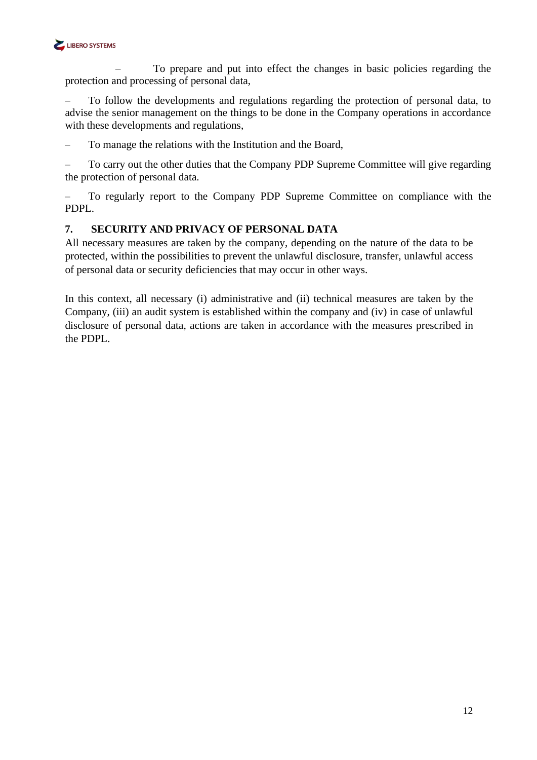- To prepare and put into effect the changes in basic policies regarding the protection and processing of personal data,
- To follow the developments and regulations regarding the protection of personal data, to advise the senior management on the things to be done in the Company operations in accordance with these developments and regulations,
- To manage the relations with the Institution and the Board,
- To carry out the other duties that the Company PDP Supreme Committee will give regarding the protection of personal data.
- To regularly report to the Company PDP Supreme Committee on compliance with the PDPL.

## 7. SECURITY AND PRIVACY OF PERSONAL DATA

All necessary measures are taken by the company, depending on the nature of the data to be protected, within the possibilities to prevent the unlawful disclosure, transfer, unlawful access of personal data or security deficiencies that may occur in other ways.

In this context, all necessary (i) administrative and (ii) technical measures are taken by the Company, (iii) an audit system is established within the company and (iv) in case of unlawful disclosure of personal data, actions are taken in accordance with the measures prescribed in the PDPL.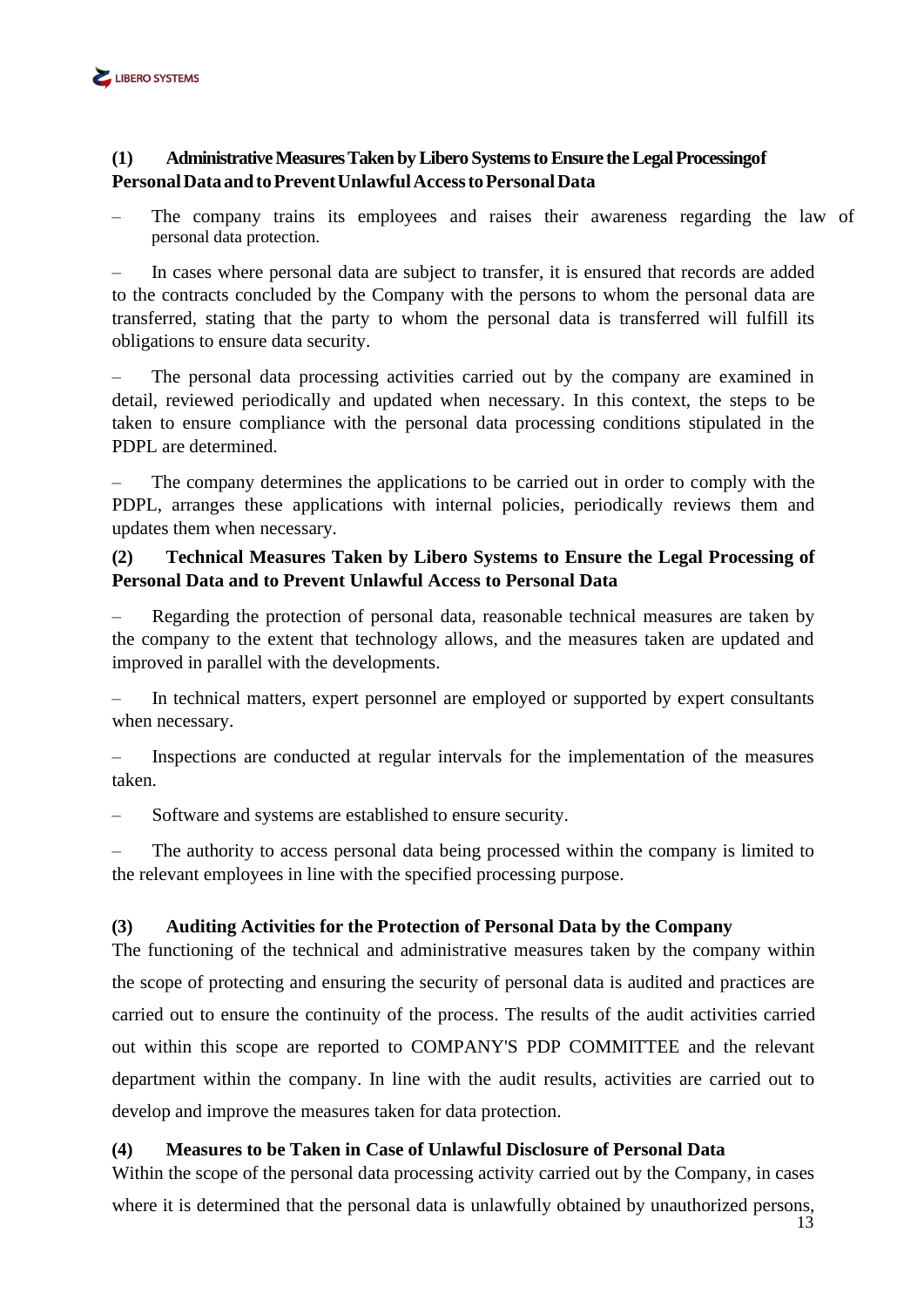**(1) Administrative Measures Taken by Libero Systems to Ensure the Legal Processingof Personal Data and to Prevent Unlawful Access to Personal Data**

– The company trains its employees and raises their awareness regarding the law of personal data protection.

– In cases where personal data are subject to transfer, it is ensured that records are added to the contracts concluded by the Company with the persons to whom the personal data are transferred, stating that the party to whom the personal data is transferred will fulfill its obligations to ensure data security.

– The personal data processing activities carried out by the company are examined in detail, reviewed periodically and updated when necessary. In this context, the steps to be taken to ensure compliance with the personal data processing conditions stipulated in the PDPL are determined.

– The company determines the applications to be carried out in order to comply with the PDPL, arranges these applications with internal policies, periodically reviews them and updates them when necessary.

**(2) Technical Measures Taken by Libero Systems to Ensure the Legal Processing of Personal Data and to Prevent Unlawful Access to Personal Data**

– Regarding the protection of personal data, reasonable technical measures are taken by the company to the extent that technology allows, and the measures taken are updated and improved in parallel with the developments.

– In technical matters, expert personnel are employed or supported by expert consultants when necessary.

– Inspections are conducted at regular intervals for the implementation of the measures taken.

– Software and systems are established to ensure security.

– The authority to access personal data being processed within the company is limited to the relevant employees in line with the specified processing purpose.

**(3) Auditing Activities for the Protection of Personal Data by the Company**

The functioning of the technical and administrative measures taken by the company within the scope of protecting and ensuring the security of personal data is audited and practices are carried out to ensure the continuity of the process. The results of the audit activities carried out within this scope are reported to COMPANY'S PDP COMMITTEE and the relevant department within the company. In line with the audit results, activities are carried out to develop and improve the measures taken for data protection.

**(4) Measures to be Taken in Case of Unlawful Disclosure of Personal Data**

Within the scope of the personal data processing activity carried out by the Company, in cases where it is determined that the personal data is unlawfully obtained by unauthorized persons,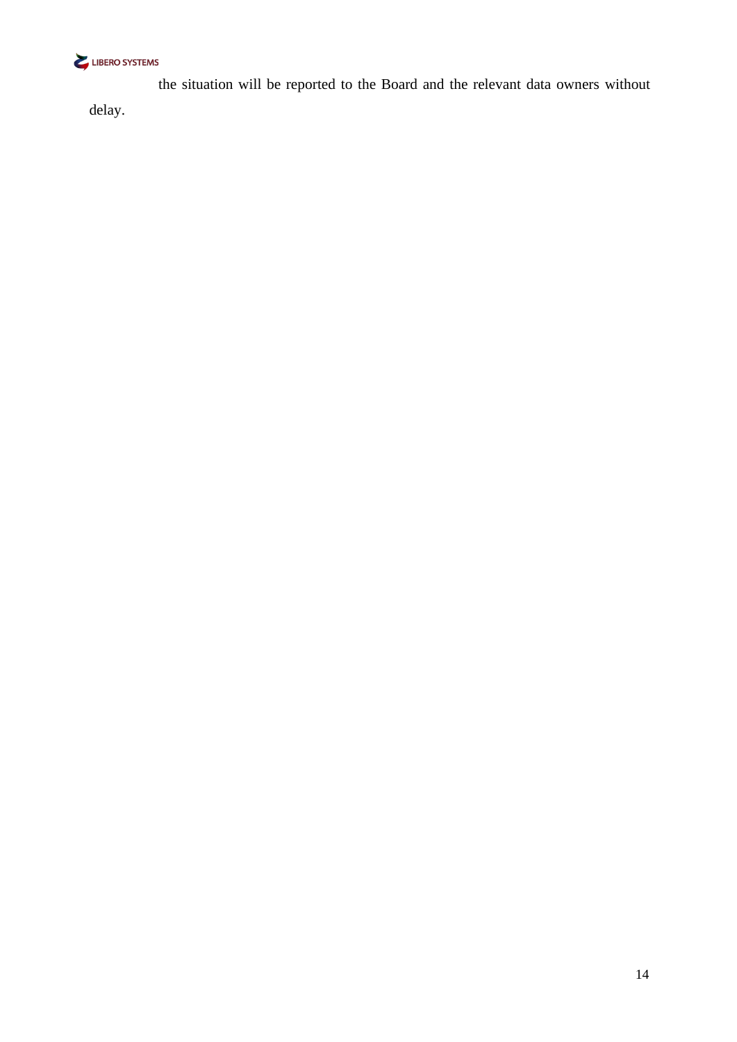the situation will be reported to the Board and the relevant data owners without delay.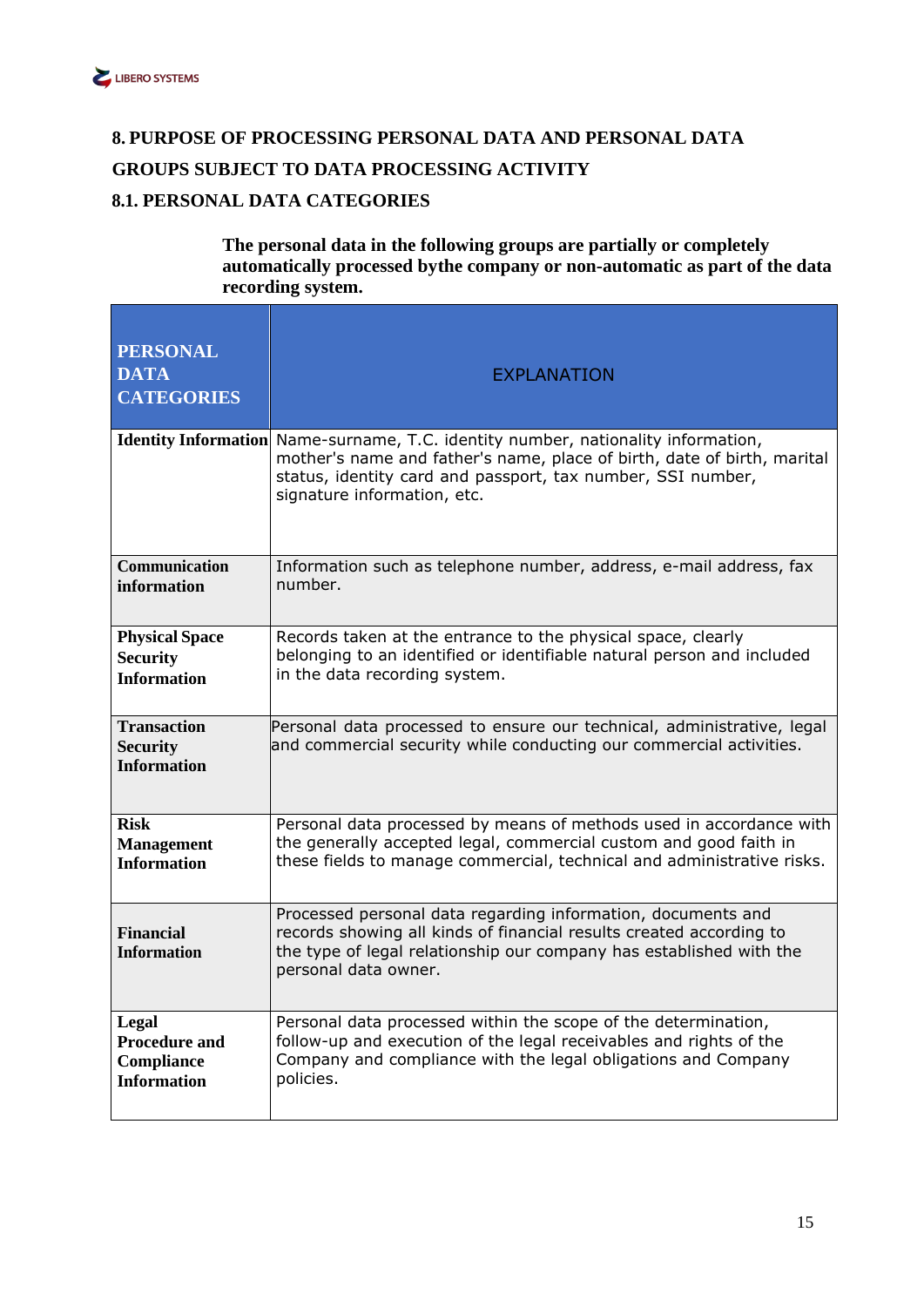## 8. PURPOSE OF PROCESSING PERSONAL DATA AND PERSONAL DATA GROUPS SUBJECT TO DATA PROCESSING ACTIVITY

### 8.1. PERSONAL DATA CATEGORIES

**The personal data in the following groups are partially or completely automatically processed bythe company or non-automatic as part of the data recording system.**

| PERSONAL DATA CATEGORIES | EXPLANATION |
|---|---|
| **Identity Information** | Name-surname, T.C. identity number, nationality information, mother's name and father's name, place of birth, date of birth, marital status, identity card and passport, tax number, SSI number, signature information, etc. |
| **Communication information** | Information such as telephone number, address, e-mail address, fax number. |
| **Physical Space Security Information** | Records taken at the entrance to the physical space, clearly belonging to an identified or identifiable natural person and included in the data recording system. |
| **Transaction Security Information** | Personal data processed to ensure our technical, administrative, legal and commercial security while conducting our commercial activities. |
| **Risk Management Information** | Personal data processed by means of methods used in accordance with the generally accepted legal, commercial custom and good faith in these fields to manage commercial, technical and administrative risks. |
| **Financial Information** | Processed personal data regarding information, documents and records showing all kinds of financial results created according to the type of legal relationship our company has established with the personal data owner. |
| **Legal Procedure and Compliance Information** | Personal data processed within the scope of the determination, follow-up and execution of the legal receivables and rights of the Company and compliance with the legal obligations and Company policies. |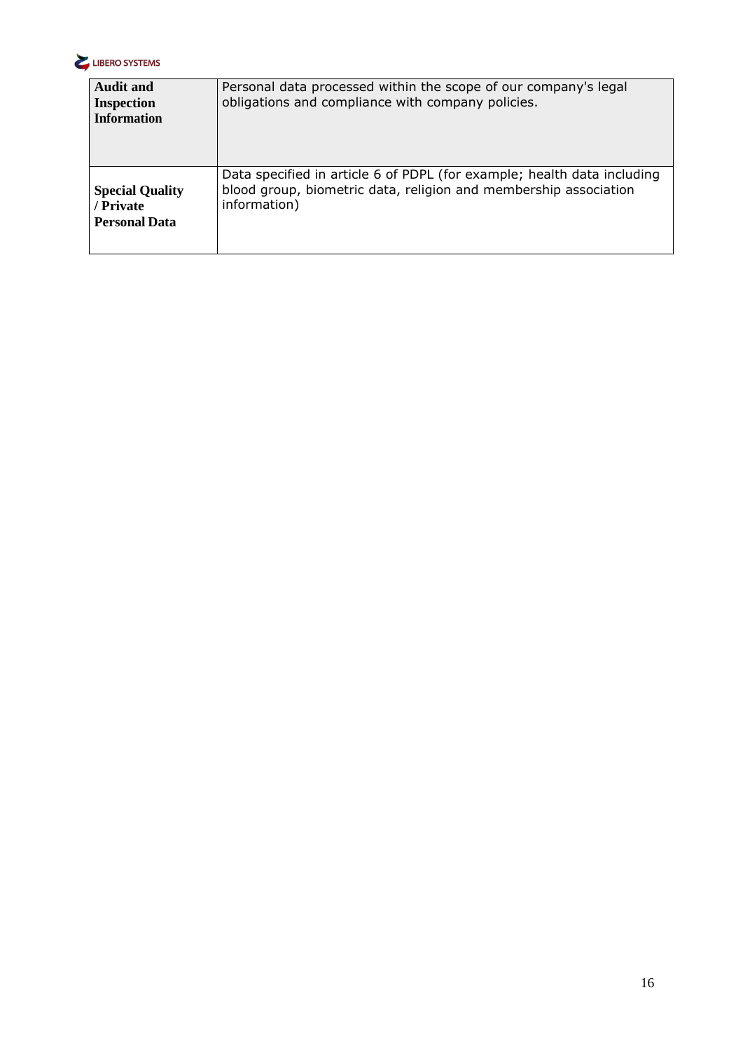| | |
|---|---|
| **Audit and Inspection Information** | Personal data processed within the scope of our company's legal obligations and compliance with company policies. |
| **Special Quality / Private Personal Data** | Data specified in article 6 of PDPL (for example; health data including blood group, biometric data, religion and membership association information) |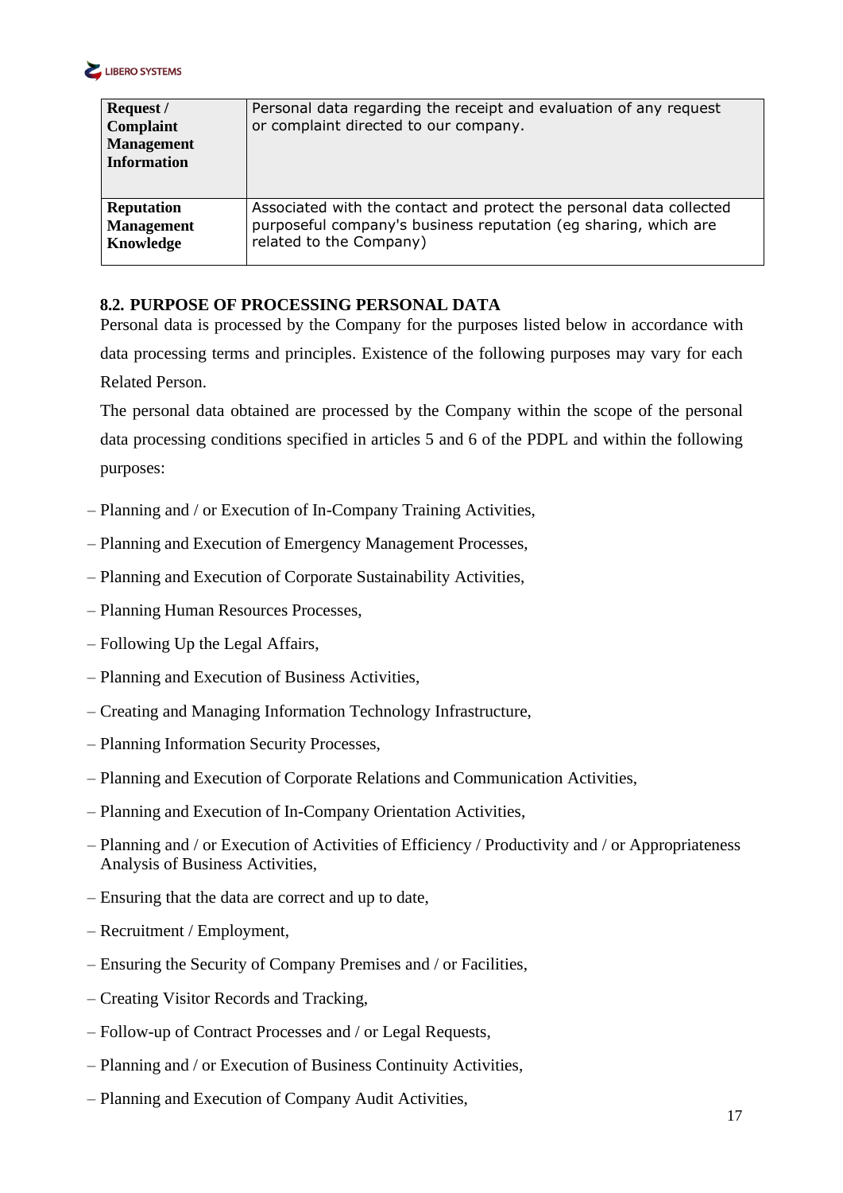| | |
|---|---|
| **Request / Complaint Management Information** | Personal data regarding the receipt and evaluation of any request or complaint directed to our company. |
| **Reputation Management Knowledge** | Associated with the contact and protect the personal data collected purposeful company's business reputation (eg sharing, which are related to the Company) |

### 8.2. PURPOSE OF PROCESSING PERSONAL DATA

Personal data is processed by the Company for the purposes listed below in accordance with data processing terms and principles. Existence of the following purposes may vary for each Related Person.

The personal data obtained are processed by the Company within the scope of the personal data processing conditions specified in articles 5 and 6 of the PDPL and within the following purposes:

- Planning and / or Execution of In-Company Training Activities,
- Planning and Execution of Emergency Management Processes,
- Planning and Execution of Corporate Sustainability Activities,
- Planning Human Resources Processes,
- Following Up the Legal Affairs,
- Planning and Execution of Business Activities,
- Creating and Managing Information Technology Infrastructure,
- Planning Information Security Processes,
- Planning and Execution of Corporate Relations and Communication Activities,
- Planning and Execution of In-Company Orientation Activities,
- Planning and / or Execution of Activities of Efficiency / Productivity and / or Appropriateness Analysis of Business Activities,
- Ensuring that the data are correct and up to date,
- Recruitment / Employment,
- Ensuring the Security of Company Premises and / or Facilities,
- Creating Visitor Records and Tracking,
- Follow-up of Contract Processes and / or Legal Requests,
- Planning and / or Execution of Business Continuity Activities,
- Planning and Execution of Company Audit Activities,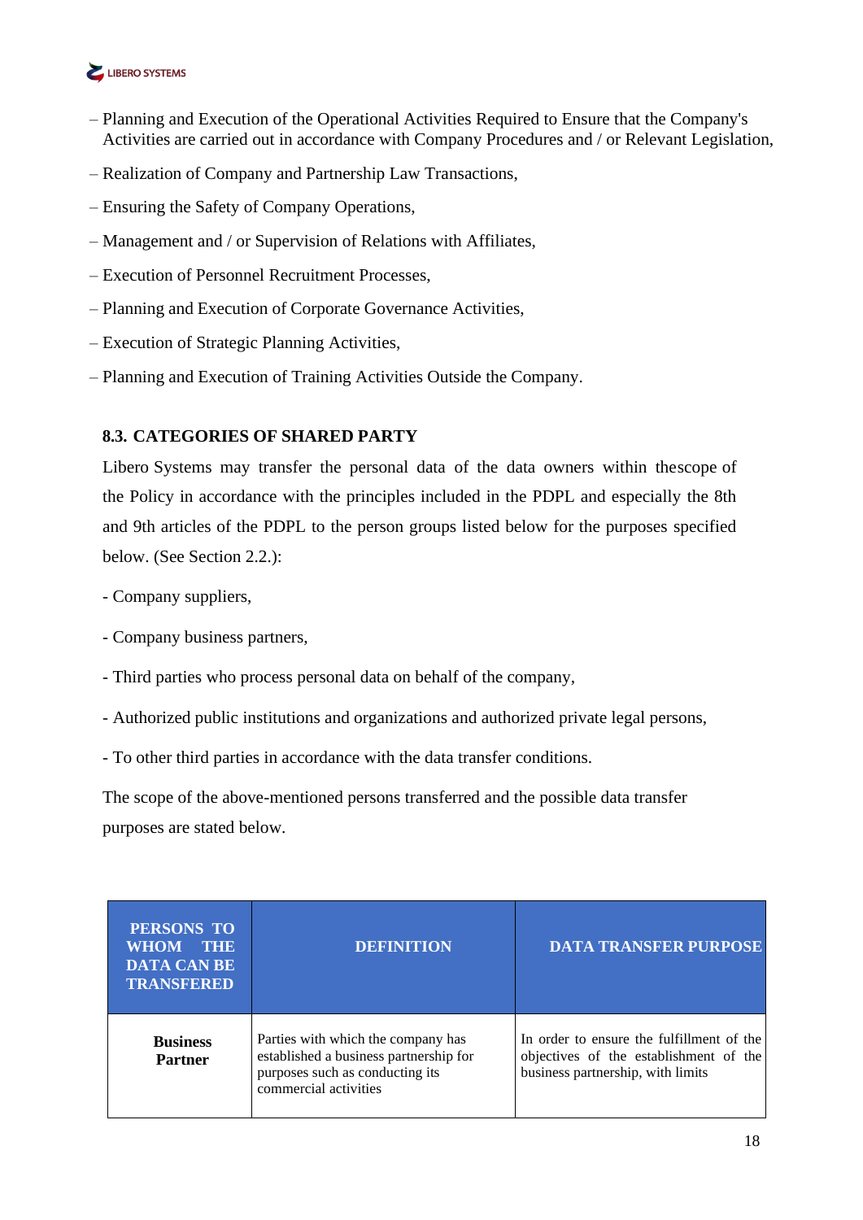– Planning and Execution of the Operational Activities Required to Ensure that the Company's Activities are carried out in accordance with Company Procedures and / or Relevant Legislation,

– Realization of Company and Partnership Law Transactions,

– Ensuring the Safety of Company Operations,

– Management and / or Supervision of Relations with Affiliates,

– Execution of Personnel Recruitment Processes,

– Planning and Execution of Corporate Governance Activities,

– Execution of Strategic Planning Activities,

– Planning and Execution of Training Activities Outside the Company.

### 8.3. CATEGORIES OF SHARED PARTY

Libero Systems may transfer the personal data of the data owners within thescope of the Policy in accordance with the principles included in the PDPL and especially the 8th and 9th articles of the PDPL to the person groups listed below for the purposes specified below. (See Section 2.2.):

- Company suppliers,

- Company business partners,

- Third parties who process personal data on behalf of the company,

- Authorized public institutions and organizations and authorized private legal persons,

- To other third parties in accordance with the data transfer conditions.

The scope of the above-mentioned persons transferred and the possible data transfer purposes are stated below.

| PERSONS TO WHOM THE DATA CAN BE TRANSFERED | DEFINITION | DATA TRANSFER PURPOSE |
|---|---|---|
| **Business Partner** | Parties with which the company has established a business partnership for purposes such as conducting its commercial activities | In order to ensure the fulfillment of the objectives of the establishment of the business partnership, with limits |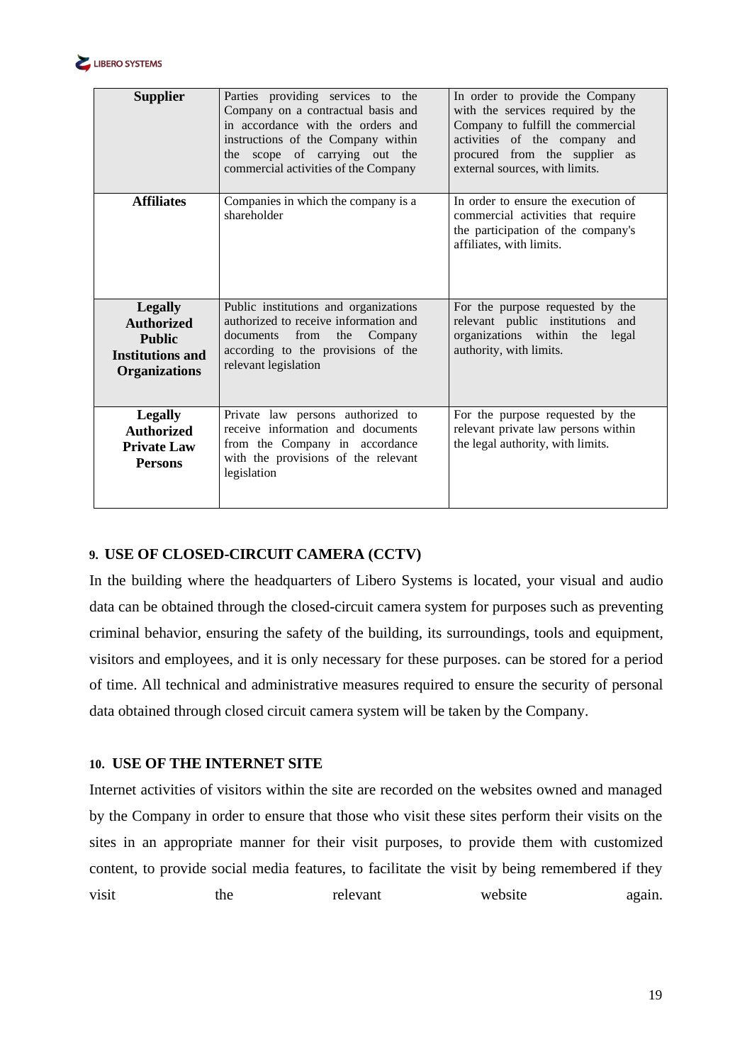| | | |
|---|---|---|
| **Supplier** | Parties providing services to the Company on a contractual basis and in accordance with the orders and instructions of the Company within the scope of carrying out the commercial activities of the Company | In order to provide the Company with the services required by the Company to fulfill the commercial activities of the company and procured from the supplier as external sources, with limits. |
| **Affiliates** | Companies in which the company is a shareholder | In order to ensure the execution of commercial activities that require the participation of the company's affiliates, with limits. |
| **Legally Authorized Public Institutions and Organizations** | Public institutions and organizations authorized to receive information and documents from the Company according to the provisions of the relevant legislation | For the purpose requested by the relevant public institutions and organizations within the legal authority, with limits. |
| **Legally Authorized Private Law Persons** | Private law persons authorized to receive information and documents from the Company in accordance with the provisions of the relevant legislation | For the purpose requested by the relevant private law persons within the legal authority, with limits. |

## 9. USE OF CLOSED-CIRCUIT CAMERA (CCTV)

In the building where the headquarters of Libero Systems is located, your visual and audio data can be obtained through the closed-circuit camera system for purposes such as preventing criminal behavior, ensuring the safety of the building, its surroundings, tools and equipment, visitors and employees, and it is only necessary for these purposes. can be stored for a period of time. All technical and administrative measures required to ensure the security of personal data obtained through closed circuit camera system will be taken by the Company.

## 10. USE OF THE INTERNET SITE

Internet activities of visitors within the site are recorded on the websites owned and managed by the Company in order to ensure that those who visit these sites perform their visits on the sites in an appropriate manner for their visit purposes, to provide them with customized content, to provide social media features, to facilitate the visit by being remembered if they visit the relevant website again.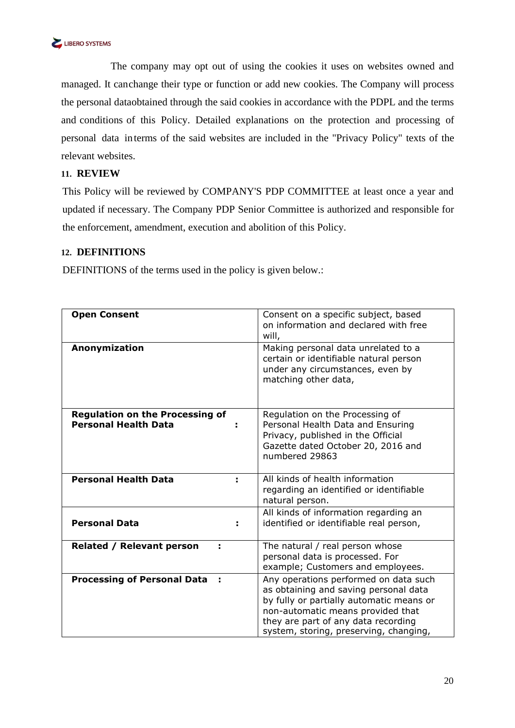The company may opt out of using the cookies it uses on websites owned and managed. It canchange their type or function or add new cookies. The Company will process the personal dataobtained through the said cookies in accordance with the PDPL and the terms and conditions of this Policy. Detailed explanations on the protection and processing of personal data interms of the said websites are included in the "Privacy Policy" texts of the relevant websites.

## 11. REVIEW

This Policy will be reviewed by COMPANY'S PDP COMMITTEE at least once a year and updated if necessary. The Company PDP Senior Committee is authorized and responsible for the enforcement, amendment, execution and abolition of this Policy.

## 12. DEFINITIONS

DEFINITIONS of the terms used in the policy is given below.:

| | |
|---|---|
| **Open Consent** | Consent on a specific subject, based on information and declared with free will, |
| **Anonymization** | Making personal data unrelated to a certain or identifiable natural person under any circumstances, even by matching other data, |
| **Regulation on the Processing of Personal Health Data :** | Regulation on the Processing of Personal Health Data and Ensuring Privacy, published in the Official Gazette dated October 20, 2016 and numbered 29863 |
| **Personal Health Data :** | All kinds of health information regarding an identified or identifiable natural person. |
| **Personal Data :** | All kinds of information regarding an identified or identifiable real person, |
| **Related / Relevant person :** | The natural / real person whose personal data is processed. For example; Customers and employees. |
| **Processing of Personal Data :** | Any operations performed on data such as obtaining and saving personal data by fully or partially automatic means or non-automatic means provided that they are part of any data recording system, storing, preserving, changing, |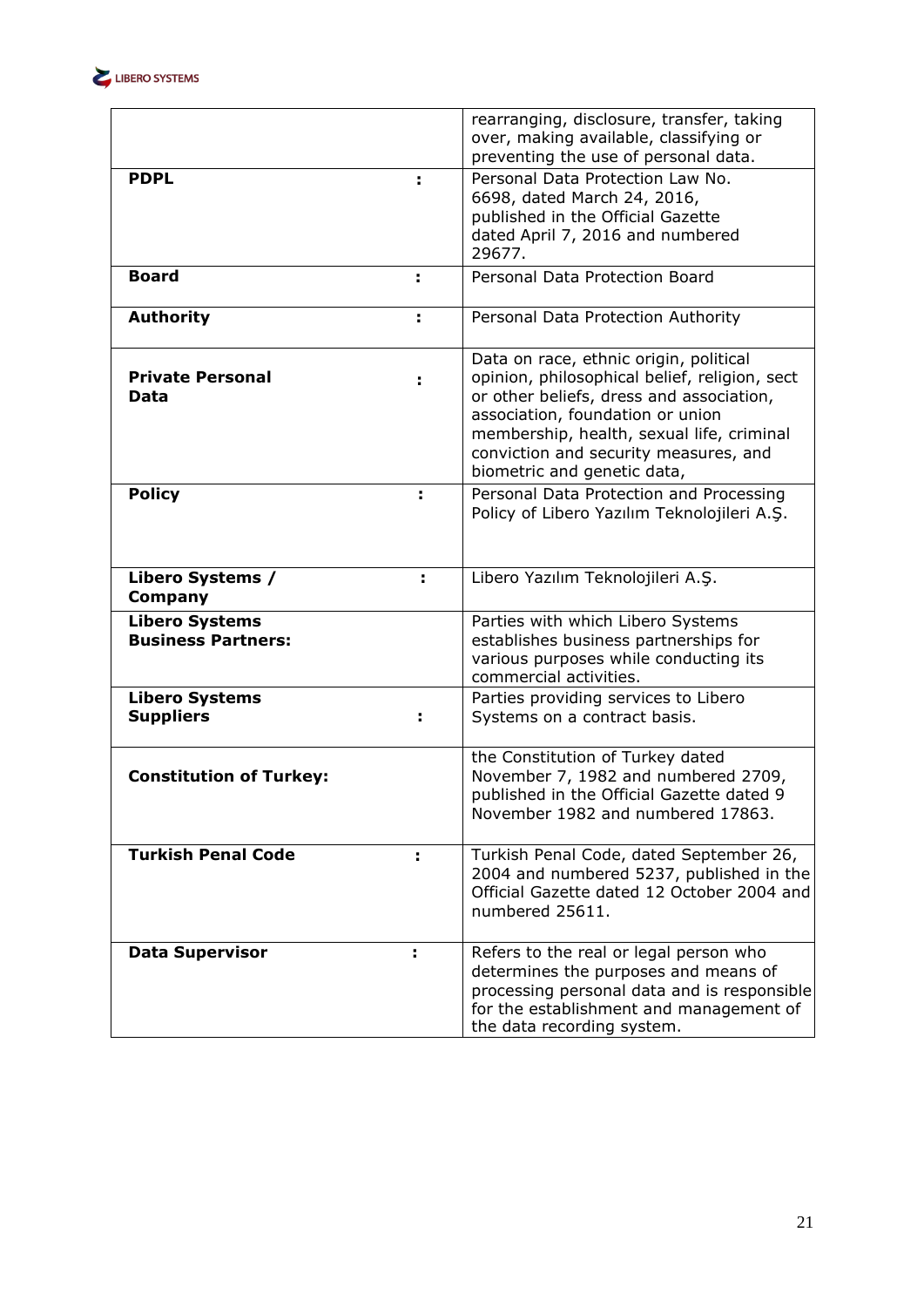| | |
|---|---|
| | rearranging, disclosure, transfer, taking over, making available, classifying or preventing the use of personal data. |
| **PDPL** : | Personal Data Protection Law No. 6698, dated March 24, 2016, published in the Official Gazette dated April 7, 2016 and numbered 29677. |
| **Board** : | Personal Data Protection Board |
| **Authority** : | Personal Data Protection Authority |
| **Private Personal Data** : | Data on race, ethnic origin, political opinion, philosophical belief, religion, sect or other beliefs, dress and association, association, foundation or union membership, health, sexual life, criminal conviction and security measures, and biometric and genetic data, |
| **Policy** : | Personal Data Protection and Processing Policy of Libero Yazılım Teknolojileri A.Ş. |
| **Libero Systems / Company** : | Libero Yazılım Teknolojileri A.Ş. |
| **Libero Systems Business Partners:** | Parties with which Libero Systems establishes business partnerships for various purposes while conducting its commercial activities. |
| **Libero Systems Suppliers** : | Parties providing services to Libero Systems on a contract basis. |
| **Constitution of Turkey:** | the Constitution of Turkey dated November 7, 1982 and numbered 2709, published in the Official Gazette dated 9 November 1982 and numbered 17863. |
| **Turkish Penal Code** : | Turkish Penal Code, dated September 26, 2004 and numbered 5237, published in the Official Gazette dated 12 October 2004 and numbered 25611. |
| **Data Supervisor** : | Refers to the real or legal person who determines the purposes and means of processing personal data and is responsible for the establishment and management of the data recording system. |